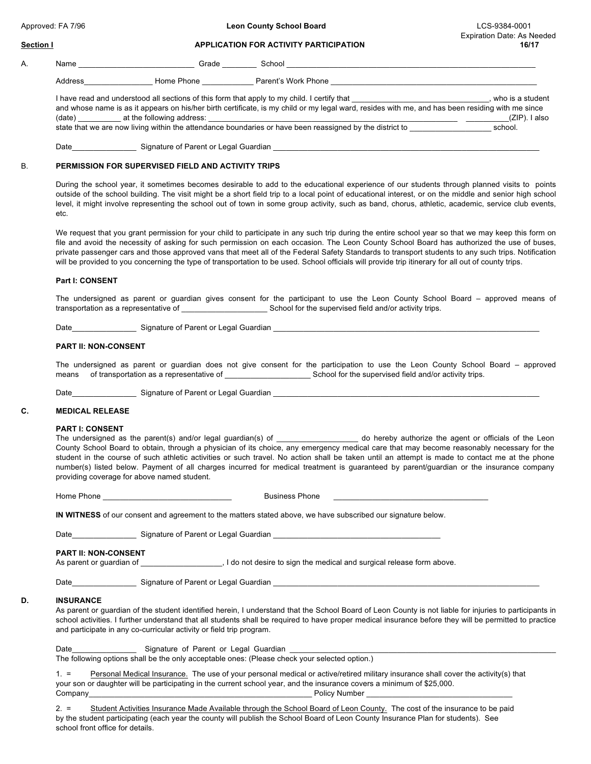Approved: FA 7/96

**Leon County School Board**

LCS-9384-0001
Expiration Date: As Needed
**16/17**

**Section I** **APPLICATION FOR ACTIVITY PARTICIPATION**

A. Name ___________________________ Grade ________ School ___________________________________________________________

Address________________ Home Phone ____________ Parent's Work Phone ________________________________________________

I have read and understood all sections of this form that apply to my child. I certify that _______________________________, who is a student and whose name is as it appears on his/her birth certificate, is my child or my legal ward, resides with me, and has been residing with me since (date) __________ at the following address: ___________________________________________________________ __________(ZIP). I also state that we are now living within the attendance boundaries or have been reassigned by the district to __________________ school.

Date_______________ Signature of Parent or Legal Guardian ______________________________________________________________

## B. PERMISSION FOR SUPERVISED FIELD AND ACTIVITY TRIPS

During the school year, it sometimes becomes desirable to add to the educational experience of our students through planned visits to points outside of the school building. The visit might be a short field trip to a local point of educational interest, or on the middle and senior high school level, it might involve representing the school out of town in some group activity, such as band, chorus, athletic, academic, service club events, etc.

We request that you grant permission for your child to participate in any such trip during the entire school year so that we may keep this form on file and avoid the necessity of asking for such permission on each occasion. The Leon County School Board has authorized the use of buses, private passenger cars and those approved vans that meet all of the Federal Safety Standards to transport students to any such trips. Notification will be provided to you concerning the type of transportation to be used. School officials will provide trip itinerary for all out of county trips.

**Part I: CONSENT**

The undersigned as parent or guardian gives consent for the participant to use the Leon County School Board – approved means of transportation as a representative of ___________________ School for the supervised field and/or activity trips.

Date_______________ Signature of Parent or Legal Guardian ______________________________________________________________

**PART II: NON-CONSENT**

The undersigned as parent or guardian does not give consent for the participation to use the Leon County School Board – approved means of transportation as a representative of ___________________ School for the supervised field and/or activity trips.

Date_______________ Signature of Parent or Legal Guardian ______________________________________________________________

## C. MEDICAL RELEASE

**PART I: CONSENT**

The undersigned as the parent(s) and/or legal guardian(s) of __________________ do hereby authorize the agent or officials of the Leon County School Board to obtain, through a physician of its choice, any emergency medical care that may become reasonably necessary for the student in the course of such athletic activities or such travel. No action shall be taken until an attempt is made to contact me at the phone number(s) listed below. Payment of all charges incurred for medical treatment is guaranteed by parent/guardian or the insurance company providing coverage for above named student.

Home Phone ______________________________ Business Phone ____________________________________

**IN WITNESS** of our consent and agreement to the matters stated above, we have subscribed our signature below.

Date_______________ Signature of Parent or Legal Guardian ________________________________________

**PART II: NON-CONSENT**

As parent or guardian of __________________, I do not desire to sign the medical and surgical release form above.

Date_______________ Signature of Parent or Legal Guardian ______________________________________________________________

## D. INSURANCE

As parent or guardian of the student identified herein, I understand that the School Board of Leon County is not liable for injuries to participants in school activities. I further understand that all students shall be required to have proper medical insurance before they will be permitted to practice and participate in any co-curricular activity or field trip program.

Date_______________ Signature of Parent or Legal Guardian ______________________________________________________________

The following options shall be the only acceptable ones: (Please check your selected option.)

1. = Personal Medical Insurance. The use of your personal medical or active/retired military insurance shall cover the activity(s) that your son or daughter will be participating in the current school year, and the insurance covers a minimum of $25,000.
Company_____________________________________________________ Policy Number __________________________________

2. = Student Activities Insurance Made Available through the School Board of Leon County. The cost of the insurance to be paid by the student participating (each year the county will publish the School Board of Leon County Insurance Plan for students). See school front office for details.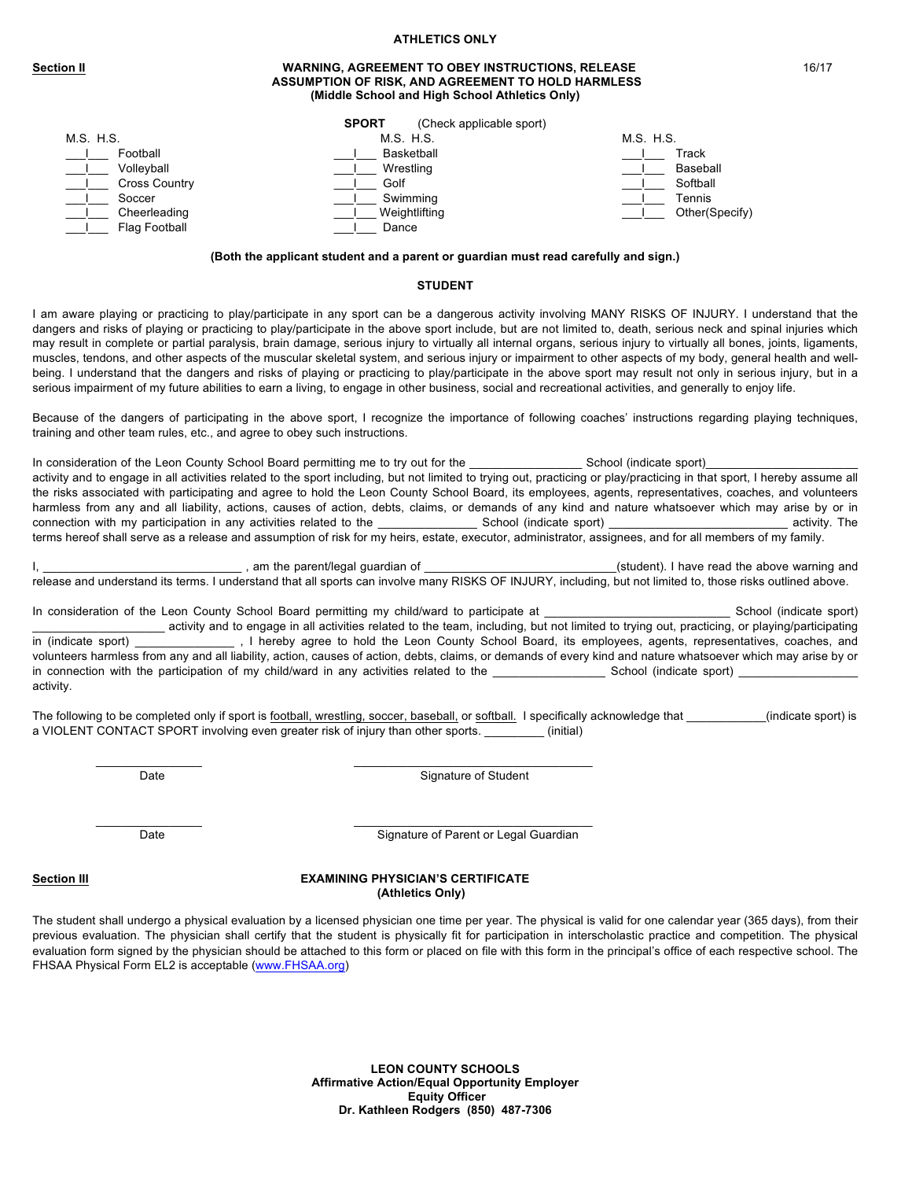**ATHLETICS ONLY**

**Section II** — **WARNING, AGREEMENT TO OBEY INSTRUCTIONS, RELEASE ASSUMPTION OF RISK, AND AGREEMENT TO HOLD HARMLESS (Middle School and High School Athletics Only)** — 16/17

**SPORT** (Check applicable sport)

| M.S. H.S. | | M.S. H.S. | | M.S. H.S. | |
|---|---|---|---|---|---|
| ___I___ | Football | ___I___ | Basketball | ___I___ | Track |
| ___I___ | Volleyball | ___I___ | Wrestling | ___I___ | Baseball |
| ___I___ | Cross Country | ___I___ | Golf | ___I___ | Softball |
| ___I___ | Soccer | ___I___ | Swimming | ___I___ | Tennis |
| ___I___ | Cheerleading | ___I___ | Weightlifting | ___I___ | Other(Specify) |
| ___I___ | Flag Football | ___I___ | Dance | | |

**(Both the applicant student and a parent or guardian must read carefully and sign.)**

**STUDENT**

I am aware playing or practicing to play/participate in any sport can be a dangerous activity involving MANY RISKS OF INJURY. I understand that the dangers and risks of playing or practicing to play/participate in the above sport include, but are not limited to, death, serious neck and spinal injuries which may result in complete or partial paralysis, brain damage, serious injury to virtually all internal organs, serious injury to virtually all bones, joints, ligaments, muscles, tendons, and other aspects of the muscular skeletal system, and serious injury or impairment to other aspects of my body, general health and well-being. I understand that the dangers and risks of playing or practicing to play/participate in the above sport may result not only in serious injury, but in a serious impairment of my future abilities to earn a living, to engage in other business, social and recreational activities, and generally to enjoy life.

Because of the dangers of participating in the above sport, I recognize the importance of following coaches' instructions regarding playing techniques, training and other team rules, etc., and agree to obey such instructions.

In consideration of the Leon County School Board permitting me to try out for the ________________ School (indicate sport)______________________ activity and to engage in all activities related to the sport including, but not limited to trying out, practicing or play/practicing in that sport, I hereby assume all the risks associated with participating and agree to hold the Leon County School Board, its employees, agents, representatives, coaches, and volunteers harmless from any and all liability, actions, causes of action, debts, claims, or demands of any kind and nature whatsoever which may arise by or in connection with my participation in any activities related to the ______________ School (indicate sport) __________________________ activity. The terms hereof shall serve as a release and assumption of risk for my heirs, estate, executor, administrator, assignees, and for all members of my family.

I, _____________________________ , am the parent/legal guardian of ____________________________(student). I have read the above warning and release and understand its terms. I understand that all sports can involve many RISKS OF INJURY, including, but not limited to, those risks outlined above.

In consideration of the Leon County School Board permitting my child/ward to participate at ___________________________ School (indicate sport) ____________________ activity and to engage in all activities related to the team, including, but not limited to trying out, practicing, or playing/participating in (indicate sport) _______________ , I hereby agree to hold the Leon County School Board, its employees, agents, representatives, coaches, and volunteers harmless from any and all liability, action, causes of action, debts, claims, or demands of every kind and nature whatsoever which may arise by or in connection with the participation of my child/ward in any activities related to the ________________ School (indicate sport) _________________ activity.

The following to be completed only if sport is football, wrestling, soccer, baseball, or softball. I specifically acknowledge that ____________(indicate sport) is a VIOLENT CONTACT SPORT involving even greater risk of injury than other sports. _________ (initial)

________________ Date ________________________________ Signature of Student

________________ Date ________________________________ Signature of Parent or Legal Guardian

**Section III** — **EXAMINING PHYSICIAN'S CERTIFICATE (Athletics Only)**

The student shall undergo a physical evaluation by a licensed physician one time per year. The physical is valid for one calendar year (365 days), from their previous evaluation. The physician shall certify that the student is physically fit for participation in interscholastic practice and competition. The physical evaluation form signed by the physician should be attached to this form or placed on file with this form in the principal's office of each respective school. The FHSAA Physical Form EL2 is acceptable (www.FHSAA.org)

**LEON COUNTY SCHOOLS**
**Affirmative Action/Equal Opportunity Employer**
**Equity Officer**
**Dr. Kathleen Rodgers (850) 487-7306**